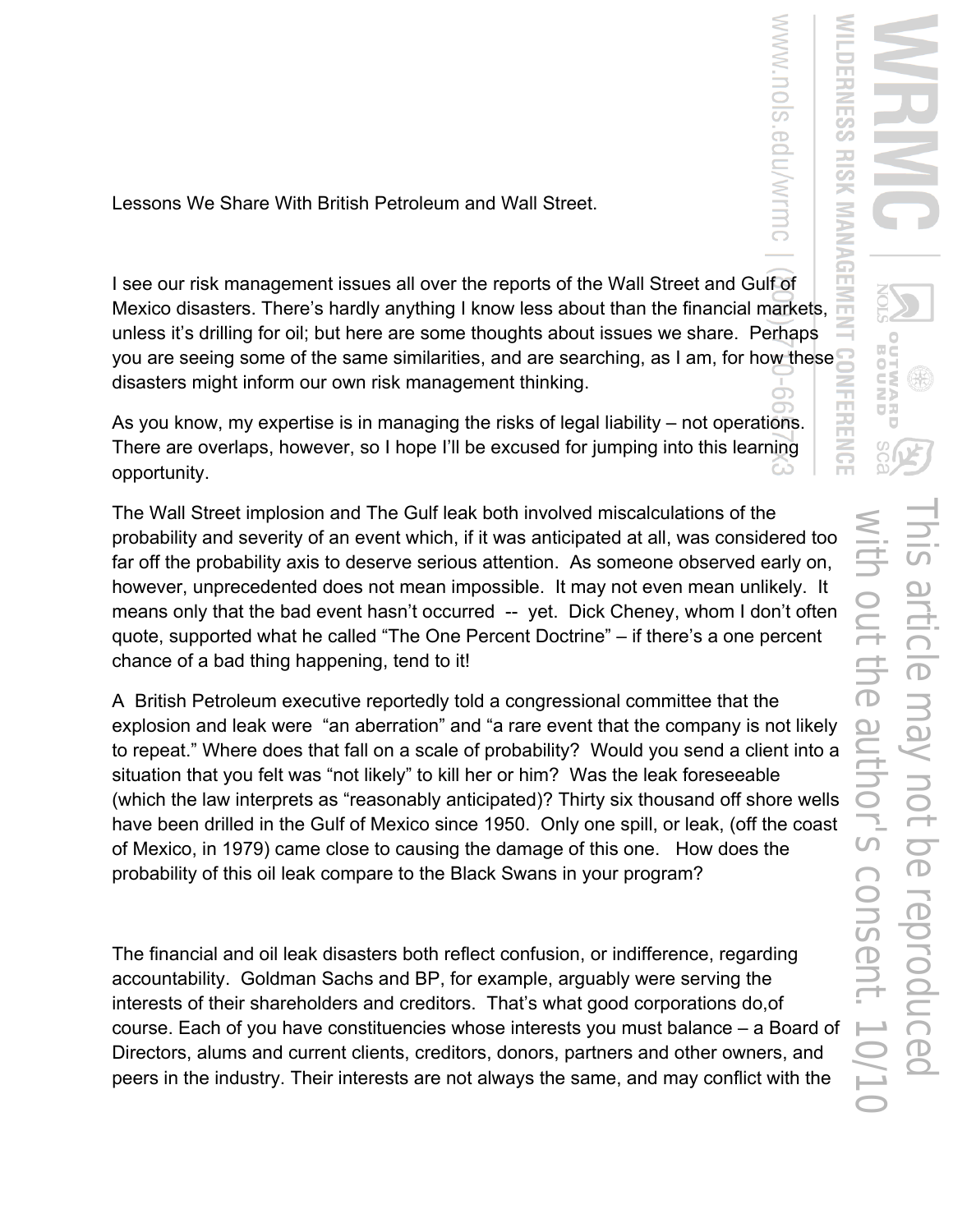Lessons We Share With British Petroleum and Wall Street.

I see our risk management issues all over the reports of the Wall Street and Gulf of Mexico disasters. There's hardly anything I know less about than the financial markets, unless it's drilling for oil; but here are some thoughts about issues we share. Perhaps you are seeing some of the same similarities, and are searching, as I am, for how these disasters might inform our own risk management thinking.

As you know, my expertise is in managing the risks of legal liability – not operations. There are overlaps, however, so I hope I'll be excused for jumping into this learning opportunity.

The Wall Street implosion and The Gulf leak both involved miscalculations of the probability and severity of an event which, if it was anticipated at all, was considered too far off the probability axis to deserve serious attention. As someone observed early on, however, unprecedented does not mean impossible. It may not even mean unlikely. It means only that the bad event hasn't occurred -- yet. Dick Cheney, whom I don't often quote, supported what he called "The One Percent Doctrine" – if there's a one percent chance of a bad thing happening, tend to it!

A British Petroleum executive reportedly told a congressional committee that the explosion and leak were "an aberration" and "a rare event that the company is not likely to repeat." Where does that fall on a scale of probability? Would you send a client into a situation that you felt was "not likely" to kill her or him? Was the leak foreseeable (which the law interprets as "reasonably anticipated)? Thirty six thousand off shore wells have been drilled in the Gulf of Mexico since 1950. Only one spill, or leak, (off the coast of Mexico, in 1979) came close to causing the damage of this one. How does the probability of this oil leak compare to the Black Swans in your program?

The financial and oil leak disasters both reflect confusion, or indifference, regarding accountability. Goldman Sachs and BP, for example, arguably were serving the interests of their shareholders and creditors. That's what good corporations do,of course. Each of you have constituencies whose interests you must balance – a Board of Directors, alums and current clients, creditors, donors, partners and other owners, and peers in the industry. Their interests are not always the same, and may conflict with the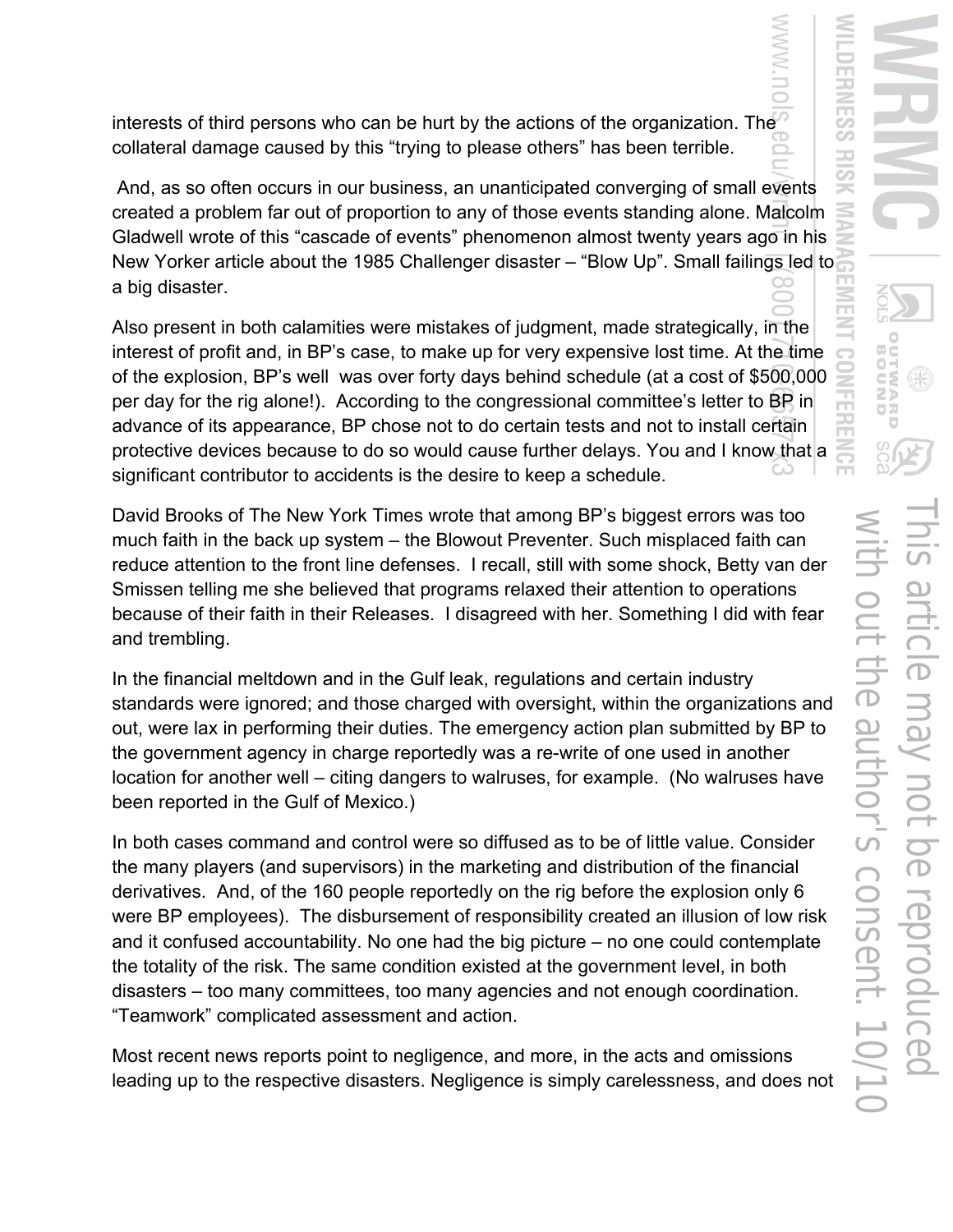interests of third persons who can be hurt by the actions of the organization. The collateral damage caused by this "trying to please others" has been terrible.

And, as so often occurs in our business, an unanticipated converging of small events created a problem far out of proportion to any of those events standing alone. Malcolm Gladwell wrote of this "cascade of events" phenomenon almost twenty years ago in his New Yorker article about the 1985 Challenger disaster – "Blow Up". Small failings led to a big disaster.

Also present in both calamities were mistakes of judgment, made strategically, in the interest of profit and, in BP's case, to make up for very expensive lost time. At the time of the explosion, BP's well was over forty days behind schedule (at a cost of $500,000 per day for the rig alone!). According to the congressional committee's letter to BP in advance of its appearance, BP chose not to do certain tests and not to install certain protective devices because to do so would cause further delays. You and I know that a significant contributor to accidents is the desire to keep a schedule.

David Brooks of The New York Times wrote that among BP's biggest errors was too much faith in the back up system – the Blowout Preventer. Such misplaced faith can reduce attention to the front line defenses. I recall, still with some shock, Betty van der Smissen telling me she believed that programs relaxed their attention to operations because of their faith in their Releases. I disagreed with her. Something I did with fear and trembling.

In the financial meltdown and in the Gulf leak, regulations and certain industry standards were ignored; and those charged with oversight, within the organizations and out, were lax in performing their duties. The emergency action plan submitted by BP to the government agency in charge reportedly was a re-write of one used in another location for another well – citing dangers to walruses, for example. (No walruses have been reported in the Gulf of Mexico.)

In both cases command and control were so diffused as to be of little value. Consider the many players (and supervisors) in the marketing and distribution of the financial derivatives. And, of the 160 people reportedly on the rig before the explosion only 6 were BP employees). The disbursement of responsibility created an illusion of low risk and it confused accountability. No one had the big picture – no one could contemplate the totality of the risk. The same condition existed at the government level, in both disasters – too many committees, too many agencies and not enough coordination. "Teamwork" complicated assessment and action.

Most recent news reports point to negligence, and more, in the acts and omissions leading up to the respective disasters. Negligence is simply carelessness, and does not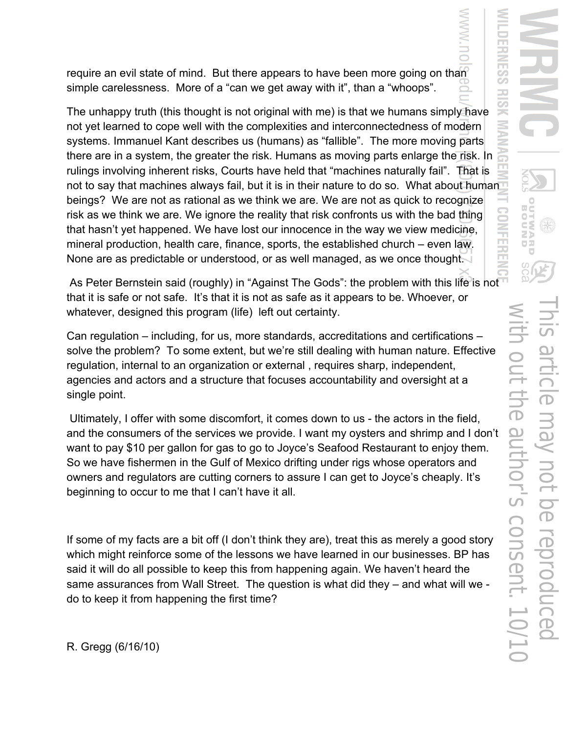require an evil state of mind. But there appears to have been more going on than simple carelessness. More of a "can we get away with it", than a "whoops".

The unhappy truth (this thought is not original with me) is that we humans simply have not yet learned to cope well with the complexities and interconnectedness of modern systems. Immanuel Kant describes us (humans) as "fallible". The more moving parts there are in a system, the greater the risk. Humans as moving parts enlarge the risk. In rulings involving inherent risks, Courts have held that "machines naturally fail". That is not to say that machines always fail, but it is in their nature to do so. What about human beings? We are not as rational as we think we are. We are not as quick to recognize risk as we think we are. We ignore the reality that risk confronts us with the bad thing that hasn't yet happened. We have lost our innocence in the way we view medicine, mineral production, health care, finance, sports, the established church – even law. None are as predictable or understood, or as well managed, as we once thought.

As Peter Bernstein said (roughly) in "Against The Gods": the problem with this life is not that it is safe or not safe. It's that it is not as safe as it appears to be. Whoever, or whatever, designed this program (life) left out certainty.

Can regulation – including, for us, more standards, accreditations and certifications – solve the problem? To some extent, but we're still dealing with human nature. Effective regulation, internal to an organization or external , requires sharp, independent, agencies and actors and a structure that focuses accountability and oversight at a single point.

Ultimately, I offer with some discomfort, it comes down to us - the actors in the field, and the consumers of the services we provide. I want my oysters and shrimp and I don't want to pay $10 per gallon for gas to go to Joyce's Seafood Restaurant to enjoy them. So we have fishermen in the Gulf of Mexico drifting under rigs whose operators and owners and regulators are cutting corners to assure I can get to Joyce's cheaply. It's beginning to occur to me that I can't have it all.

If some of my facts are a bit off (I don't think they are), treat this as merely a good story which might reinforce some of the lessons we have learned in our businesses. BP has said it will do all possible to keep this from happening again. We haven't heard the same assurances from Wall Street. The question is what did they – and what will we - do to keep it from happening the first time?

R. Gregg (6/16/10)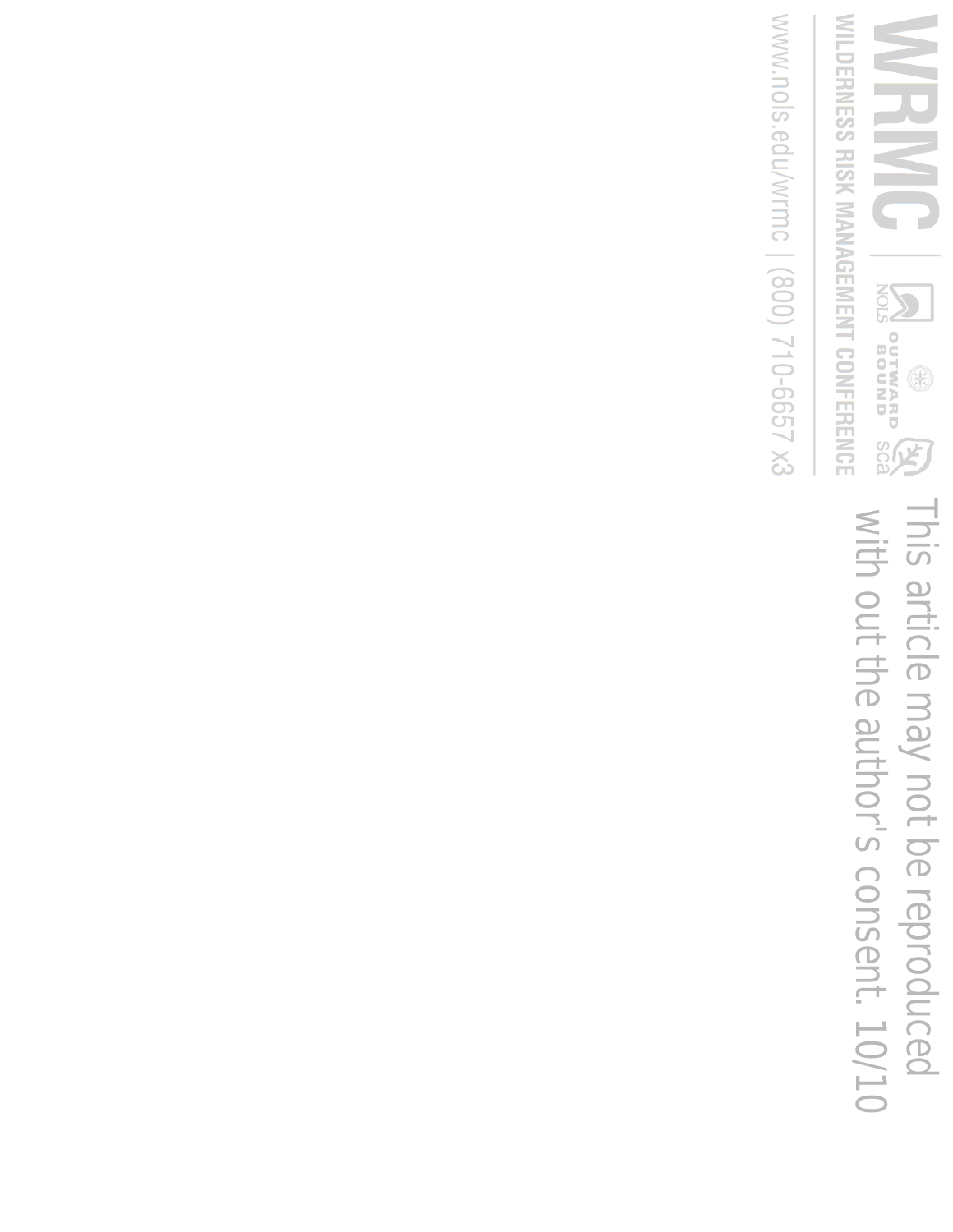# WRMC

WILDERNESS RISK MANAGEMENT CONFERENCE

NOLS | OUTWARD BOUND | SCA

www.nols.edu/wrmc | (800) 710-6657 x3

This article may not be reproduced with out the author's consent. 10/10